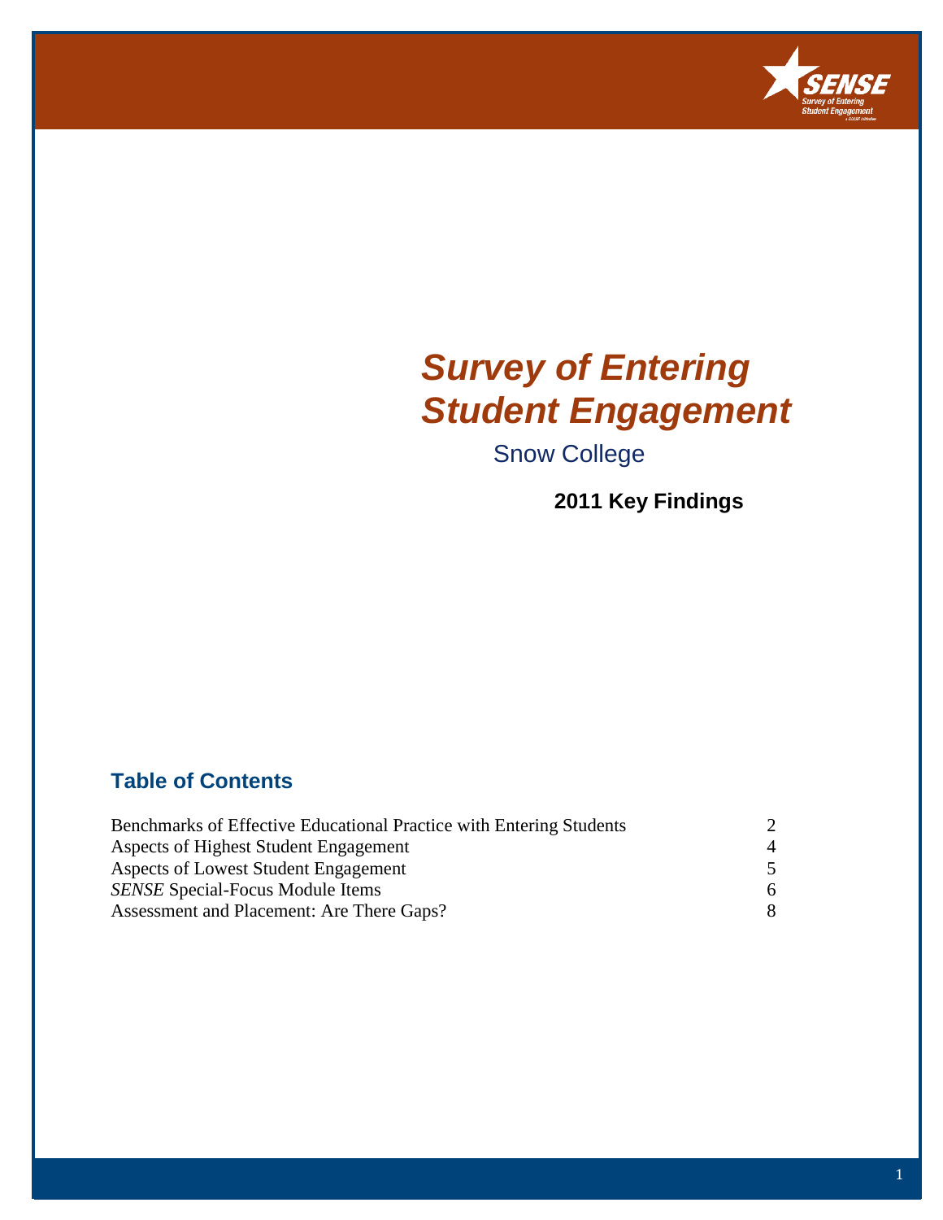# *Survey of Entering Student Engagement*

## Snow College

### 2011 Key Findings

## Table of Contents

| | |
|---|---|
| Benchmarks of Effective Educational Practice with Entering Students | 2 |
| Aspects of Highest Student Engagement | 4 |
| Aspects of Lowest Student Engagement | 5 |
| *SENSE* Special-Focus Module Items | 6 |
| Assessment and Placement: Are There Gaps? | 8 |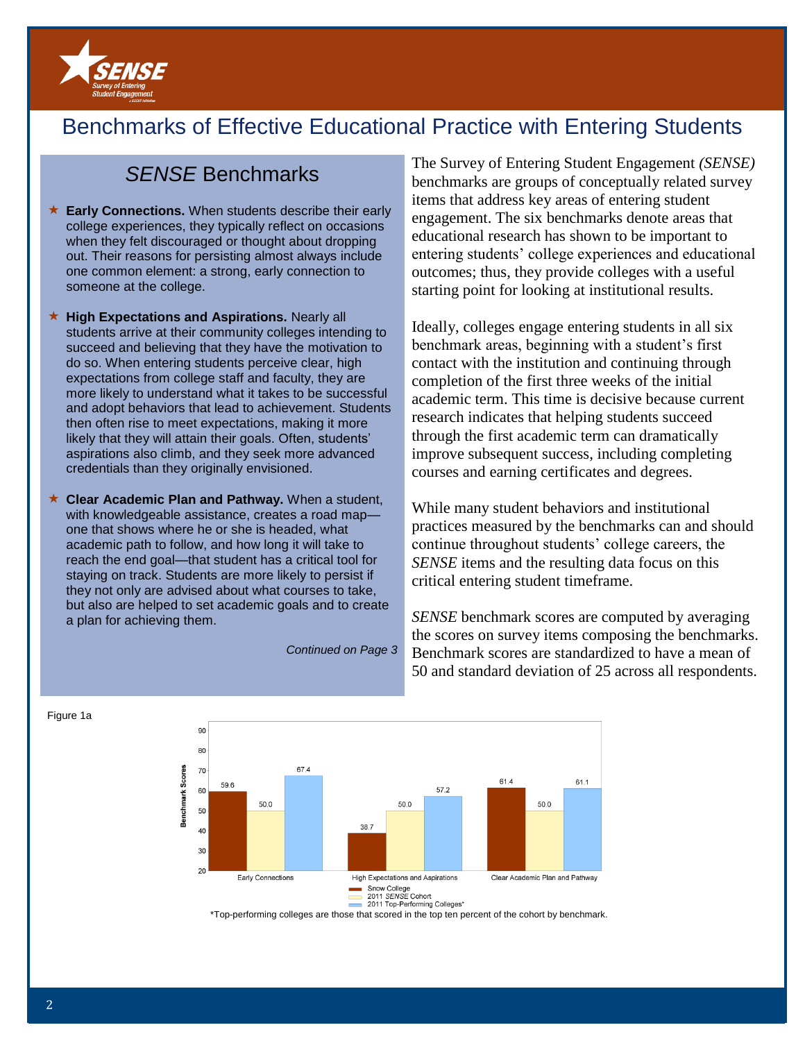# Benchmarks of Effective Educational Practice with Entering Students

## *SENSE* Benchmarks

- **Early Connections.** When students describe their early college experiences, they typically reflect on occasions when they felt discouraged or thought about dropping out. Their reasons for persisting almost always include one common element: a strong, early connection to someone at the college.

- **High Expectations and Aspirations.** Nearly all students arrive at their community colleges intending to succeed and believing that they have the motivation to do so. When entering students perceive clear, high expectations from college staff and faculty, they are more likely to understand what it takes to be successful and adopt behaviors that lead to achievement. Students then often rise to meet expectations, making it more likely that they will attain their goals. Often, students' aspirations also climb, and they seek more advanced credentials than they originally envisioned.

- **Clear Academic Plan and Pathway.** When a student, with knowledgeable assistance, creates a road map—one that shows where he or she is headed, what academic path to follow, and how long it will take to reach the end goal—that student has a critical tool for staying on track. Students are more likely to persist if they not only are advised about what courses to take, but also are helped to set academic goals and to create a plan for achieving them.

*Continued on Page 3*

The Survey of Entering Student Engagement *(SENSE)* benchmarks are groups of conceptually related survey items that address key areas of entering student engagement. The six benchmarks denote areas that educational research has shown to be important to entering students' college experiences and educational outcomes; thus, they provide colleges with a useful starting point for looking at institutional results.

Ideally, colleges engage entering students in all six benchmark areas, beginning with a student's first contact with the institution and continuing through completion of the first three weeks of the initial academic term. This time is decisive because current research indicates that helping students succeed through the first academic term can dramatically improve subsequent success, including completing courses and earning certificates and degrees.

While many student behaviors and institutional practices measured by the benchmarks can and should continue throughout students' college careers, the *SENSE* items and the resulting data focus on this critical entering student timeframe.

*SENSE* benchmark scores are computed by averaging the scores on survey items composing the benchmarks. Benchmark scores are standardized to have a mean of 50 and standard deviation of 25 across all respondents.

Figure 1a

Benchmark Scores
90
80
70
60
50
40
30
20

Early Connections: 59.6, 50.0, 67.4
High Expectations and Aspirations: 38.7, 50.0, 57.2
Clear Academic Plan and Pathway: 61.4, 50.0, 61.1

Snow College
2011 *SENSE* Cohort
2011 Top-Performing Colleges*

*Top-performing colleges are those that scored in the top ten percent of the cohort by benchmark.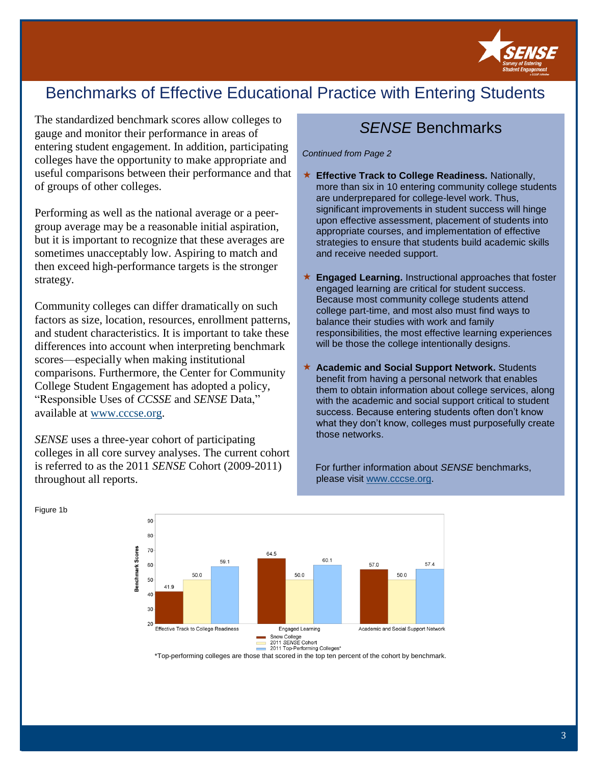# Benchmarks of Effective Educational Practice with Entering Students

The standardized benchmark scores allow colleges to gauge and monitor their performance in areas of entering student engagement. In addition, participating colleges have the opportunity to make appropriate and useful comparisons between their performance and that of groups of other colleges.

Performing as well as the national average or a peer-group average may be a reasonable initial aspiration, but it is important to recognize that these averages are sometimes unacceptably low. Aspiring to match and then exceed high-performance targets is the stronger strategy.

Community colleges can differ dramatically on such factors as size, location, resources, enrollment patterns, and student characteristics. It is important to take these differences into account when interpreting benchmark scores—especially when making institutional comparisons. Furthermore, the Center for Community College Student Engagement has adopted a policy, "Responsible Uses of *CCSSE* and *SENSE* Data," available at www.cccse.org.

*SENSE* uses a three-year cohort of participating colleges in all core survey analyses. The current cohort is referred to as the 2011 *SENSE* Cohort (2009-2011) throughout all reports.

## *SENSE* Benchmarks

*Continued from Page 2*

- **Effective Track to College Readiness.** Nationally, more than six in 10 entering community college students are underprepared for college-level work. Thus, significant improvements in student success will hinge upon effective assessment, placement of students into appropriate courses, and implementation of effective strategies to ensure that students build academic skills and receive needed support.

- **Engaged Learning.** Instructional approaches that foster engaged learning are critical for student success. Because most community college students attend college part-time, and most also must find ways to balance their studies with work and family responsibilities, the most effective learning experiences will be those the college intentionally designs.

- **Academic and Social Support Network.** Students benefit from having a personal network that enables them to obtain information about college services, along with the academic and social support critical to student success. Because entering students often don't know what they don't know, colleges must purposefully create those networks.

For further information about *SENSE* benchmarks, please visit www.cccse.org.

Figure 1b

Benchmark Scores

90
80
70
60
50
40
30
20

41.9
50.0
59.1
64.5
50.0
60.1
57.0
50.0
57.4

Effective Track to College Readiness
Engaged Learning
Academic and Social Support Network

Snow College
2011 *SENSE* Cohort
2011 Top-Performing Colleges*

*Top-performing colleges are those that scored in the top ten percent of the cohort by benchmark.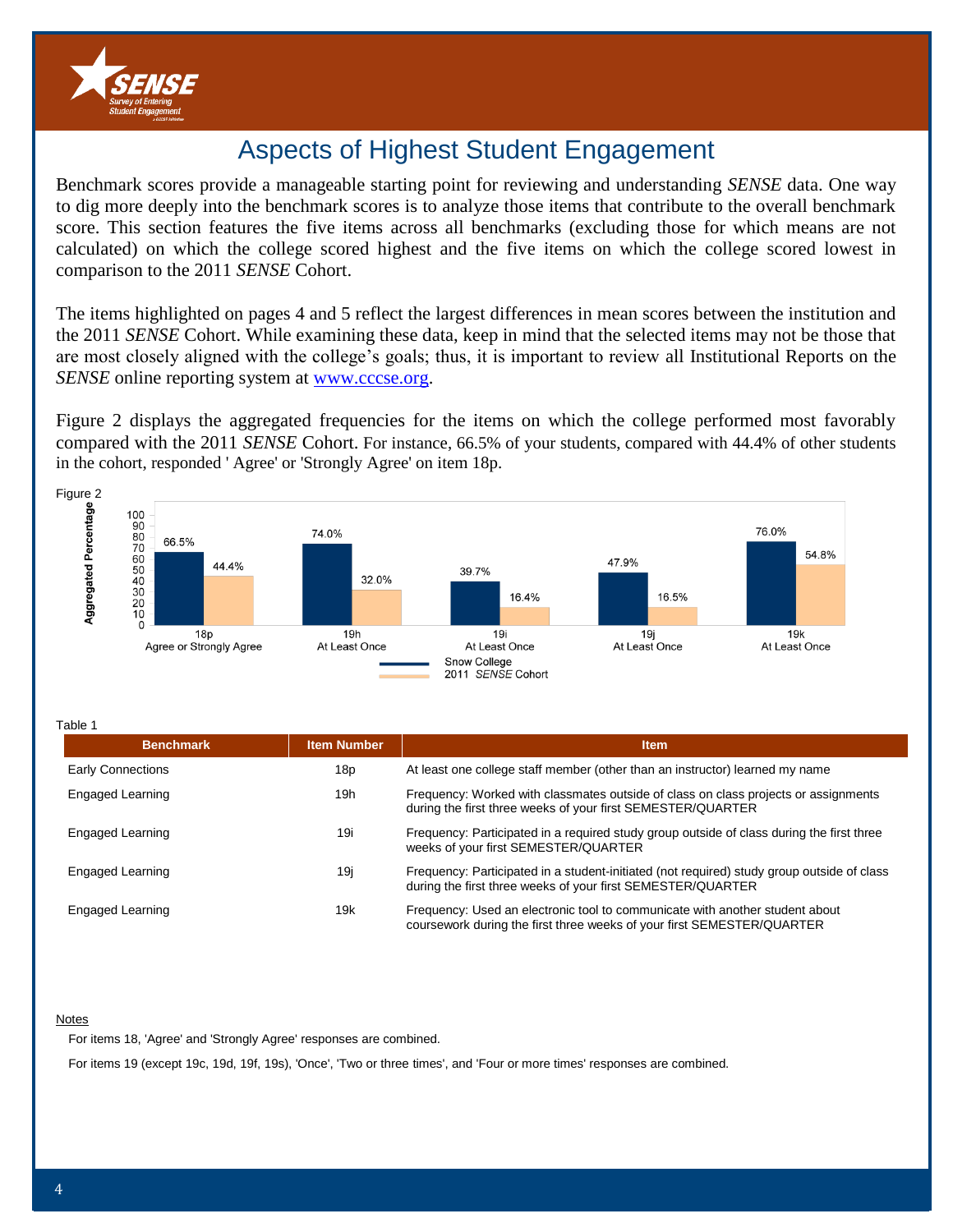# Aspects of Highest Student Engagement

Benchmark scores provide a manageable starting point for reviewing and understanding *SENSE* data. One way to dig more deeply into the benchmark scores is to analyze those items that contribute to the overall benchmark score. This section features the five items across all benchmarks (excluding those for which means are not calculated) on which the college scored highest and the five items on which the college scored lowest in comparison to the 2011 *SENSE* Cohort.

The items highlighted on pages 4 and 5 reflect the largest differences in mean scores between the institution and the 2011 *SENSE* Cohort. While examining these data, keep in mind that the selected items may not be those that are most closely aligned with the college's goals; thus, it is important to review all Institutional Reports on the *SENSE* online reporting system at www.cccse.org.

Figure 2 displays the aggregated frequencies for the items on which the college performed most favorably compared with the 2011 *SENSE* Cohort. For instance, 66.5% of your students, compared with 44.4% of other students in the cohort, responded ' Agree' or 'Strongly Agree' on item 18p.

Figure 2

Aggregated Percentage

100
90
80
70
60
50
40
30
20
10
0

66.5% 44.4%
18p
Agree or Strongly Agree

74.0% 32.0%
19h
At Least Once

39.7% 16.4%
19i
At Least Once

47.9% 16.5%
19j
At Least Once

76.0% 54.8%
19k
At Least Once

Snow College
2011 *SENSE* Cohort

Table 1

| Benchmark | Item Number | Item |
|---|---|---|
| Early Connections | 18p | At least one college staff member (other than an instructor) learned my name |
| Engaged Learning | 19h | Frequency: Worked with classmates outside of class on class projects or assignments during the first three weeks of your first SEMESTER/QUARTER |
| Engaged Learning | 19i | Frequency: Participated in a required study group outside of class during the first three weeks of your first SEMESTER/QUARTER |
| Engaged Learning | 19j | Frequency: Participated in a student-initiated (not required) study group outside of class during the first three weeks of your first SEMESTER/QUARTER |
| Engaged Learning | 19k | Frequency: Used an electronic tool to communicate with another student about coursework during the first three weeks of your first SEMESTER/QUARTER |

Notes

For items 18, 'Agree' and 'Strongly Agree' responses are combined.

For items 19 (except 19c, 19d, 19f, 19s), 'Once', 'Two or three times', and 'Four or more times' responses are combined.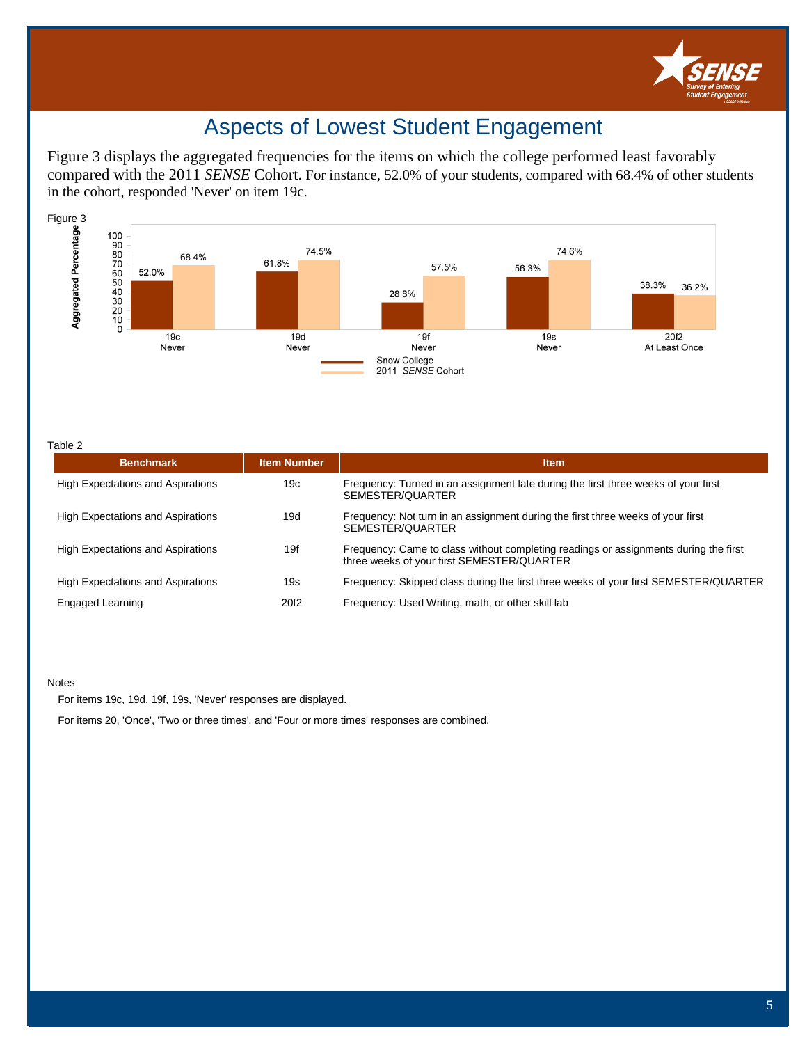# Aspects of Lowest Student Engagement

Figure 3 displays the aggregated frequencies for the items on which the college performed least favorably compared with the 2011 *SENSE* Cohort. For instance, 52.0% of your students, compared with 68.4% of other students in the cohort, responded 'Never' on item 19c.

Figure 3

Aggregated Percentage

100
90
80
70
60
50
40
30
20
10
0

52.0% 68.4%
19c
Never

61.8% 74.5%
19d
Never

28.8% 57.5%
19f
Never

56.3% 74.6%
19s
Never

38.3% 36.2%
20f2
At Least Once

Snow College
2011 *SENSE* Cohort

Table 2

| Benchmark | Item Number | Item |
|---|---|---|
| High Expectations and Aspirations | 19c | Frequency: Turned in an assignment late during the first three weeks of your first SEMESTER/QUARTER |
| High Expectations and Aspirations | 19d | Frequency: Not turn in an assignment during the first three weeks of your first SEMESTER/QUARTER |
| High Expectations and Aspirations | 19f | Frequency: Came to class without completing readings or assignments during the first three weeks of your first SEMESTER/QUARTER |
| High Expectations and Aspirations | 19s | Frequency: Skipped class during the first three weeks of your first SEMESTER/QUARTER |
| Engaged Learning | 20f2 | Frequency: Used Writing, math, or other skill lab |

Notes

For items 19c, 19d, 19f, 19s, 'Never' responses are displayed.

For items 20, 'Once', 'Two or three times', and 'Four or more times' responses are combined.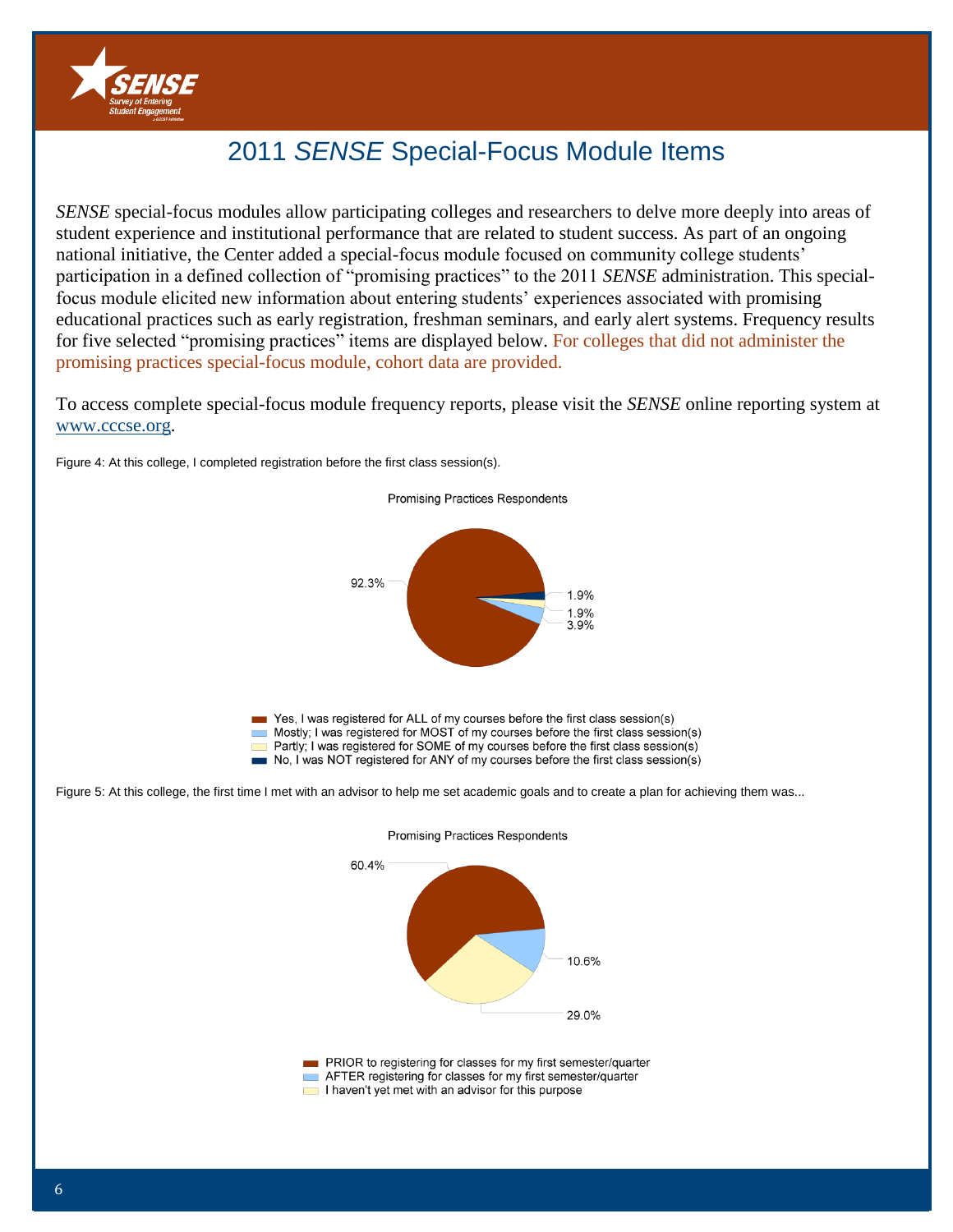# 2011 *SENSE* Special-Focus Module Items

*SENSE* special-focus modules allow participating colleges and researchers to delve more deeply into areas of student experience and institutional performance that are related to student success. As part of an ongoing national initiative, the Center added a special-focus module focused on community college students' participation in a defined collection of "promising practices" to the 2011 *SENSE* administration. This special-focus module elicited new information about entering students' experiences associated with promising educational practices such as early registration, freshman seminars, and early alert systems. Frequency results for five selected "promising practices" items are displayed below. For colleges that did not administer the promising practices special-focus module, cohort data are provided.

To access complete special-focus module frequency reports, please visit the *SENSE* online reporting system at [www.cccse.org](http://www.cccse.org).

Figure 4: At this college, I completed registration before the first class session(s).

Promising Practices Respondents

92.3%
1.9%
1.9%
3.9%

Yes, I was registered for ALL of my courses before the first class session(s)
Mostly; I was registered for MOST of my courses before the first class session(s)
Partly; I was registered for SOME of my courses before the first class session(s)
No, I was NOT registered for ANY of my courses before the first class session(s)

Figure 5: At this college, the first time I met with an advisor to help me set academic goals and to create a plan for achieving them was...

Promising Practices Respondents

60.4%
10.6%
29.0%

PRIOR to registering for classes for my first semester/quarter
AFTER registering for classes for my first semester/quarter
I haven't yet met with an advisor for this purpose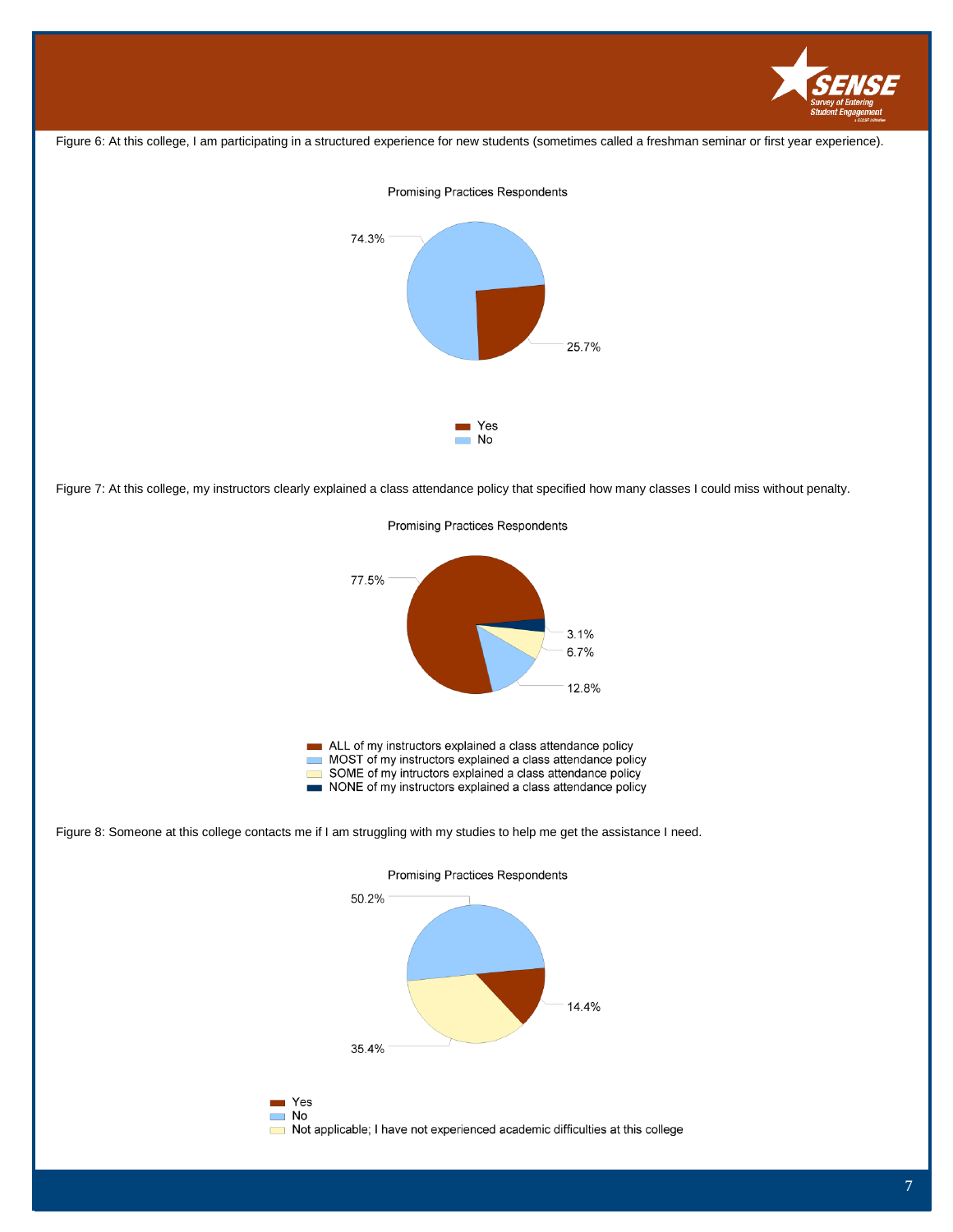Figure 6: At this college, I am participating in a structured experience for new students (sometimes called a freshman seminar or first year experience).

Promising Practices Respondents

74.3%

25.7%

Yes
No

Figure 7: At this college, my instructors clearly explained a class attendance policy that specified how many classes I could miss without penalty.

Promising Practices Respondents

77.5%

3.1%
6.7%
12.8%

ALL of my instructors explained a class attendance policy
MOST of my instructors explained a class attendance policy
SOME of my intructors explained a class attendance policy
NONE of my instructors explained a class attendance policy

Figure 8: Someone at this college contacts me if I am struggling with my studies to help me get the assistance I need.

Promising Practices Respondents

50.2%

14.4%

35.4%

Yes
No
Not applicable; I have not experienced academic difficulties at this college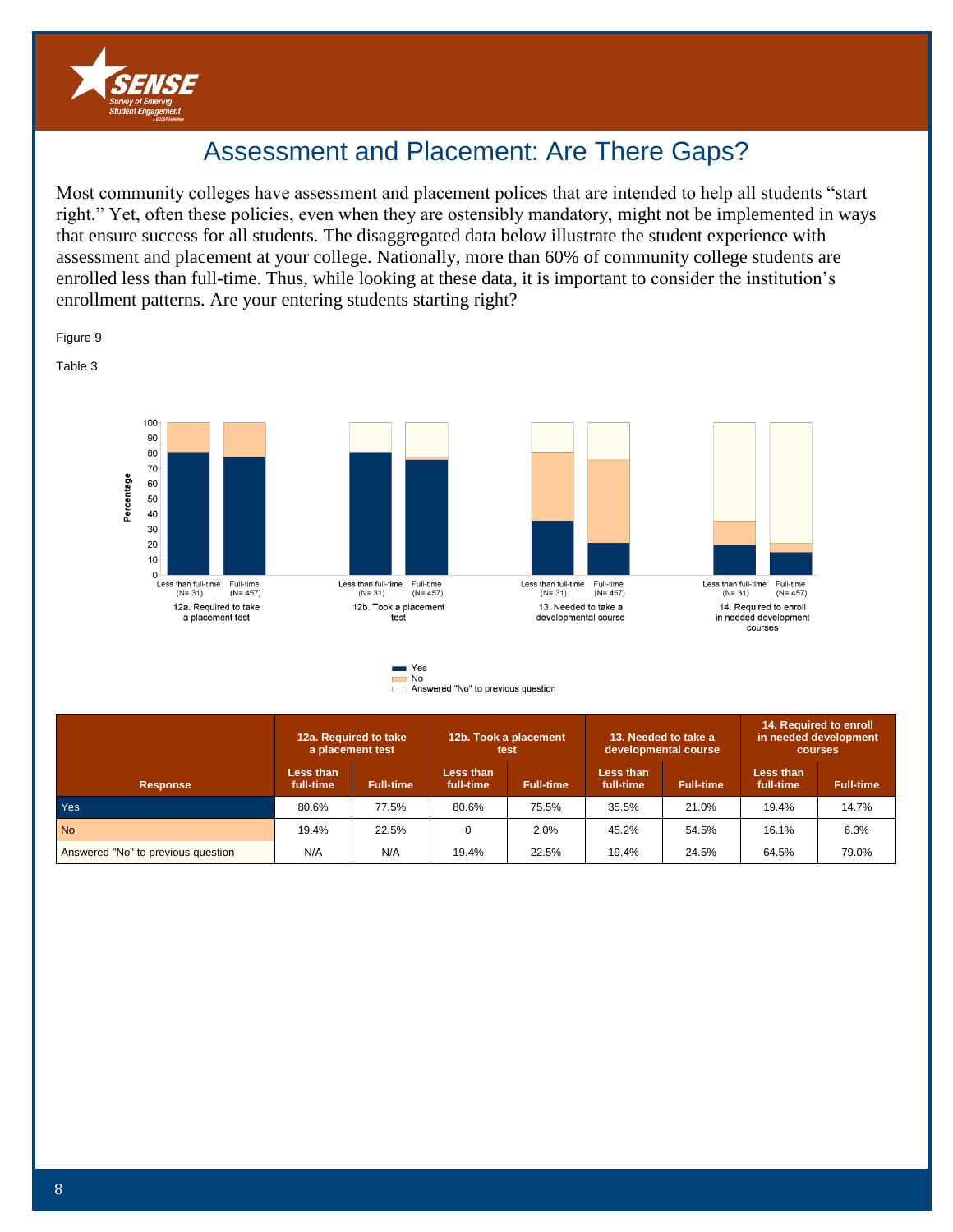# Assessment and Placement: Are There Gaps?

Most community colleges have assessment and placement polices that are intended to help all students "start right." Yet, often these policies, even when they are ostensibly mandatory, might not be implemented in ways that ensure success for all students. The disaggregated data below illustrate the student experience with assessment and placement at your college. Nationally, more than 60% of community college students are enrolled less than full-time. Thus, while looking at these data, it is important to consider the institution's enrollment patterns. Are your entering students starting right?

Figure 9

Table 3

Percentage

100
90
80
70
60
50
40
30
20
10
0

Less than full-time (N= 31)
Full-time (N= 457)
12a. Required to take a placement test

Less than full-time (N= 31)
Full-time (N= 457)
12b. Took a placement test

Less than full-time (N= 31)
Full-time (N= 457)
13. Needed to take a developmental course

Less than full-time (N= 31)
Full-time (N= 457)
14. Required to enroll in needed development courses

Yes
No
Answered "No" to previous question

| Response | 12a. Required to take a placement test | | 12b. Took a placement test | | 13. Needed to take a developmental course | | 14. Required to enroll in needed development courses | |
|---|---|---|---|---|---|---|---|---|
| | Less than full-time | Full-time | Less than full-time | Full-time | Less than full-time | Full-time | Less than full-time | Full-time |
| Yes | 80.6% | 77.5% | 80.6% | 75.5% | 35.5% | 21.0% | 19.4% | 14.7% |
| No | 19.4% | 22.5% | 0 | 2.0% | 45.2% | 54.5% | 16.1% | 6.3% |
| Answered "No" to previous question | N/A | N/A | 19.4% | 22.5% | 19.4% | 24.5% | 64.5% | 79.0% |